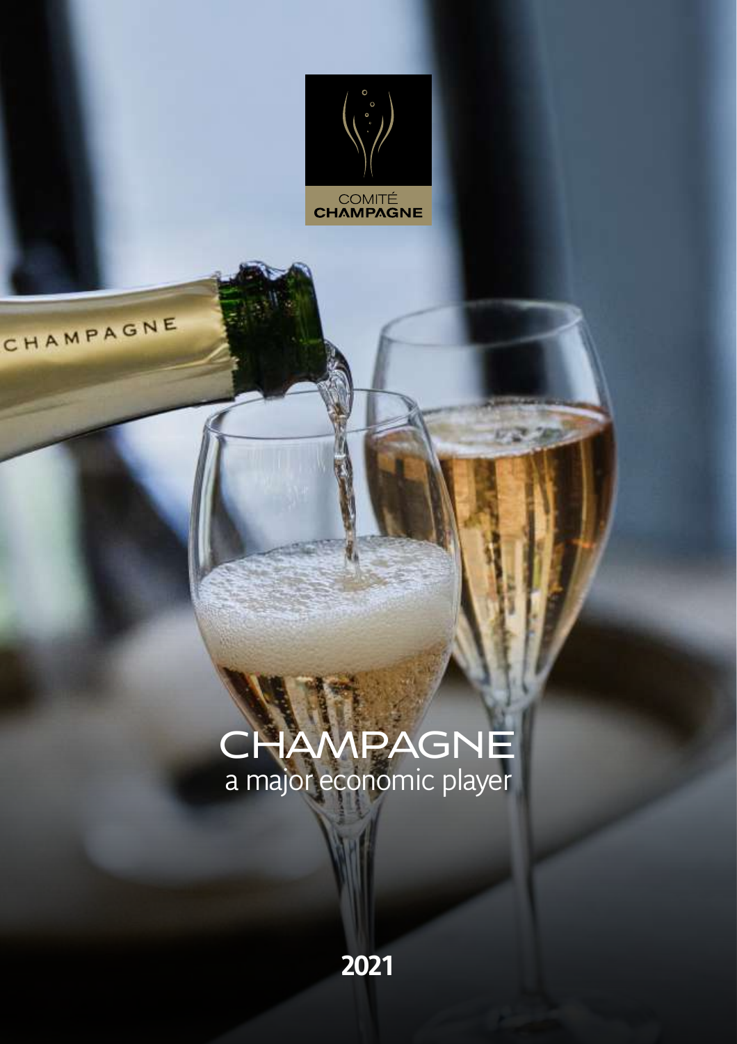COMITÉ
CHAMPAGNE

# CHAMPAGNE
a major economic player

**2021**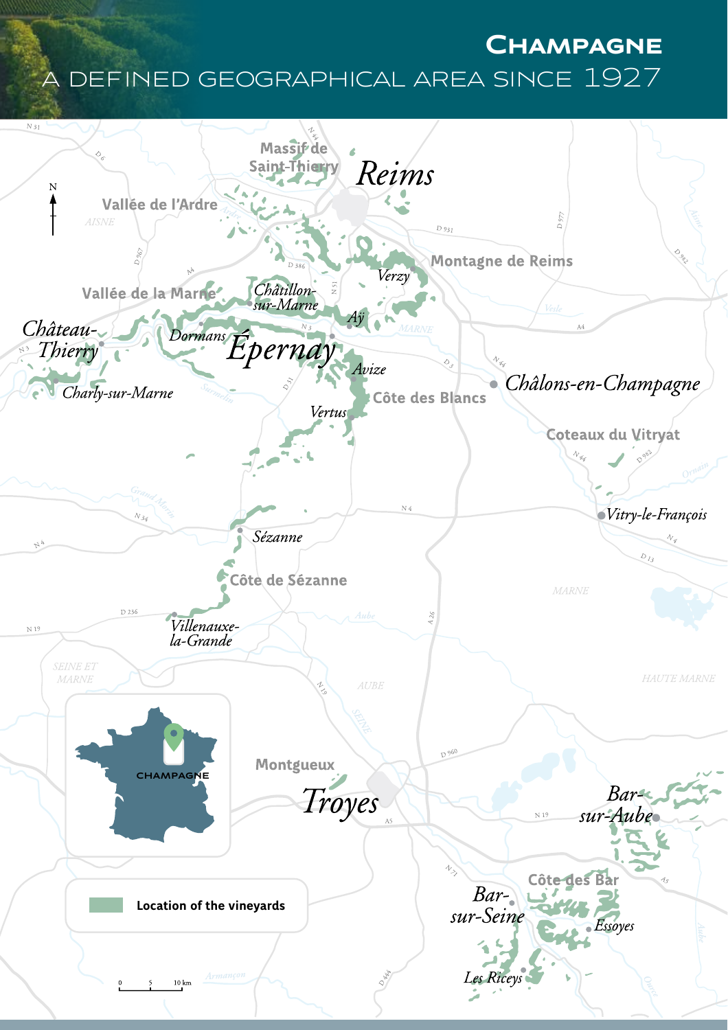# Champagne

## A defined geographical area since 1927

Massif de Saint-Thierry

Reims

Vallée de l'Ardre

AISNE

Montagne de Reims

Verzy

Vallée de la Marne

Châtillon-sur-Marne

Aÿ

Château-Thierry

Dormans

Épernay

Avize

Charly-sur-Marne

Côte des Blancs

Châlons-en-Champagne

Vertus

Coteaux du Vitryat

Vitry-le-François

Sézanne

Côte de Sézanne

Villenauxe-la-Grande

SEINE ET MARNE

AUBE

MARNE

HAUTE MARNE

CHAMPAGNE

Montgueux

Troyes

Bar-sur-Aube

Côte des Bar

Bar-sur-Seine

Essoyes

Les Riceys

Location of the vineyards

0 5 10 km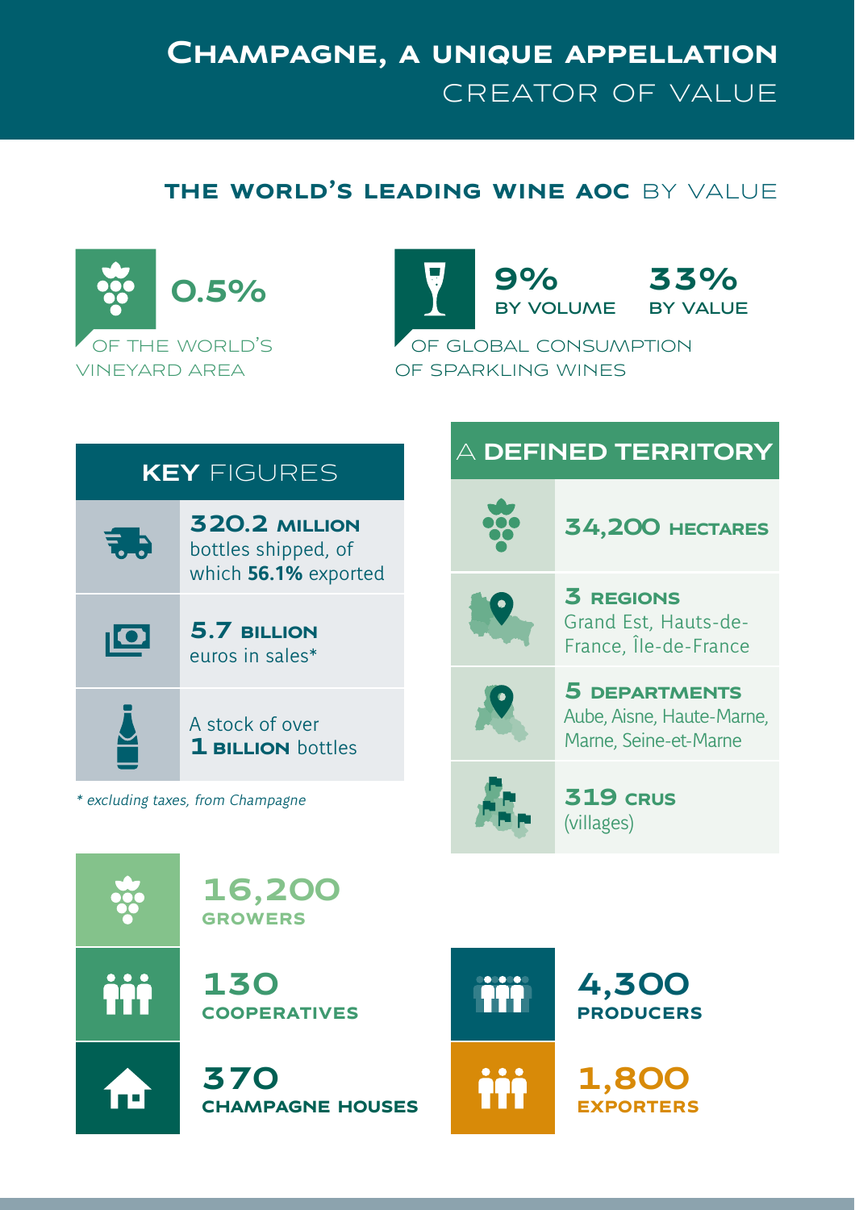# Champagne, a unique appellation creator of value

## The world's leading wine AOC by value

**0.5%**
of the world's vineyard area

**9%** by volume | **33%** by value
of global consumption of sparkling wines

## Key figures

- **320.2 million** bottles shipped, of which **56.1%** exported
- **5.7 billion** euros in sales*
- A stock of over **1 billion** bottles

*\* excluding taxes, from Champagne*

## A defined territory

- **34,200 hectares**
- **3 regions**: Grand Est, Hauts-de-France, Île-de-France
- **5 departments**: Aube, Aisne, Haute-Marne, Marne, Seine-et-Marne
- **319 crus** (villages)

---

- **16,200** growers
- **130** cooperatives
- **370** Champagne houses
- **4,300** producers
- **1,800** exporters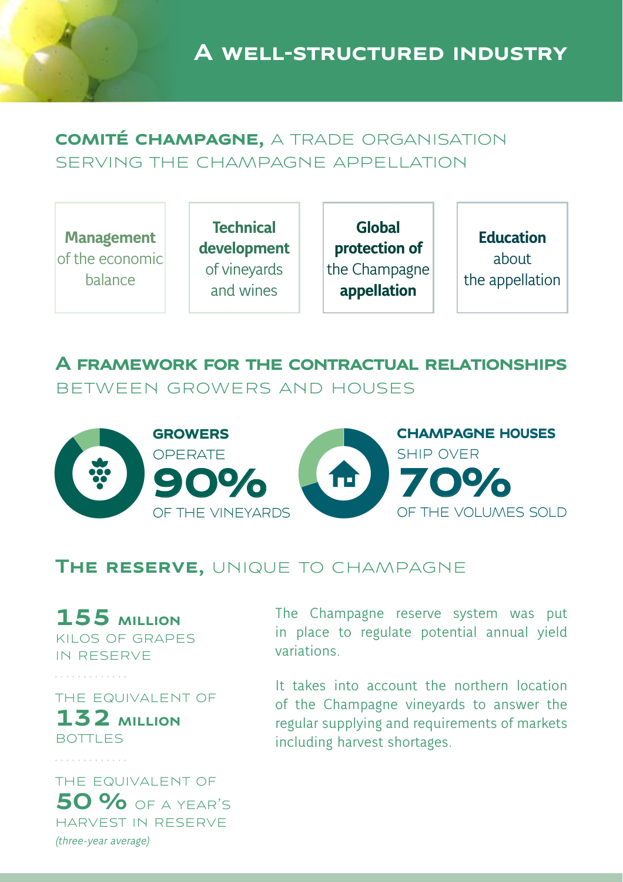# A well-structured industry

## Comité Champagne, a trade organisation serving the Champagne appellation

- **Management** of the economic balance
- **Technical development** of vineyards and wines
- **Global protection of** the Champagne **appellation**
- **Education** about the appellation

## A framework for the contractual relationships between growers and houses

**GROWERS** OPERATE **90%** OF THE VINEYARDS

**CHAMPAGNE HOUSES** SHIP OVER **70%** OF THE VOLUMES SOLD

## The reserve, unique to Champagne

**155 MILLION** KILOS OF GRAPES IN RESERVE

THE EQUIVALENT OF **132 MILLION** BOTTLES

THE EQUIVALENT OF **50 %** OF A YEAR'S HARVEST IN RESERVE *(three-year average)*

The Champagne reserve system was put in place to regulate potential annual yield variations.

It takes into account the northern location of the Champagne vineyards to answer the regular supplying and requirements of markets including harvest shortages.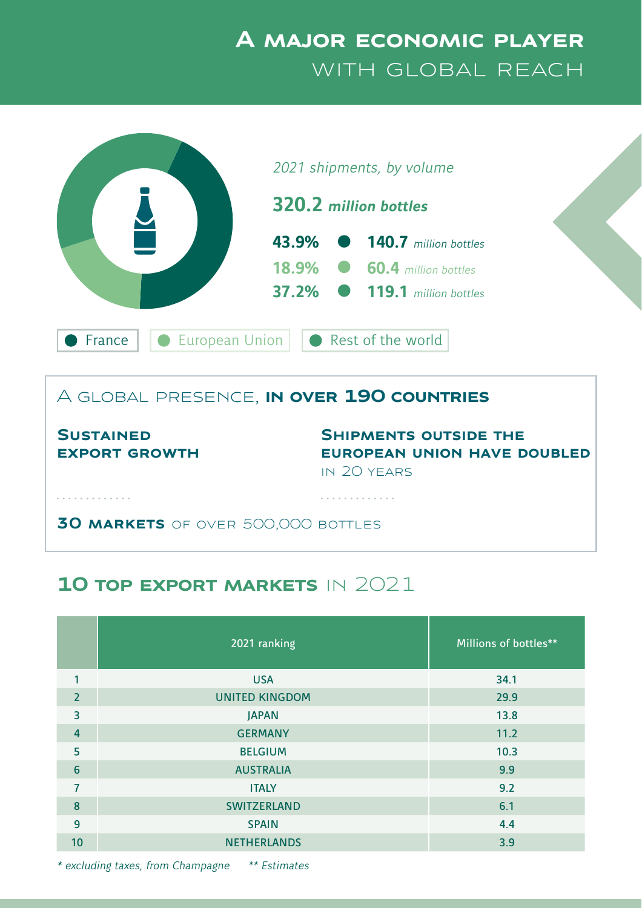# A major economic player with global reach

*2021 shipments, by volume*

**320.2** ***million bottles***

- **43.9%** — **140.7** *million bottles* (France)
- **18.9%** — **60.4** *million bottles* (European Union)
- **37.2%** — **119.1** *million bottles* (Rest of the world)

France | European Union | Rest of the world

## A global presence, **in over 190 countries**

**Sustained export growth**

**Shipments outside the European Union have doubled** in 20 years

**30 markets** of over 500,000 bottles

## 10 top export markets in 2021

| | 2021 ranking | Millions of bottles** |
|---|---|---|
| 1 | USA | 34.1 |
| 2 | UNITED KINGDOM | 29.9 |
| 3 | JAPAN | 13.8 |
| 4 | GERMANY | 11.2 |
| 5 | BELGIUM | 10.3 |
| 6 | AUSTRALIA | 9.9 |
| 7 | ITALY | 9.2 |
| 8 | SWITZERLAND | 6.1 |
| 9 | SPAIN | 4.4 |
| 10 | NETHERLANDS | 3.9 |

*\* excluding taxes, from Champagne* *\*\* Estimates*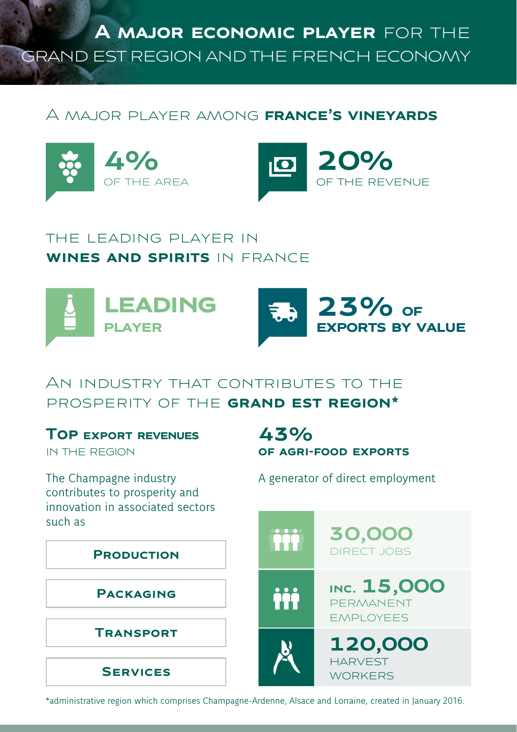# A major economic player for the Grand Est region and the French economy

## A major player among France's vineyards

**4%**
OF THE AREA

**20%**
OF THE REVENUE

## The leading player in wines and spirits in France

**LEADING PLAYER**

**23% OF EXPORTS BY VALUE**

## An industry that contributes to the prosperity of the Grand Est region*

**TOP EXPORT REVENUES**
IN THE REGION

The Champagne industry contributes to prosperity and innovation in associated sectors such as

- **Production**
- **Packaging**
- **Transport**
- **Services**

**43%**
**OF AGRI-FOOD EXPORTS**

A generator of direct employment

**30,000**
DIRECT JOBS

INC. **15,000**
PERMANENT EMPLOYEES

**120,000**
HARVEST WORKERS

*administrative region which comprises Champagne-Ardenne, Alsace and Lorraine, created in January 2016.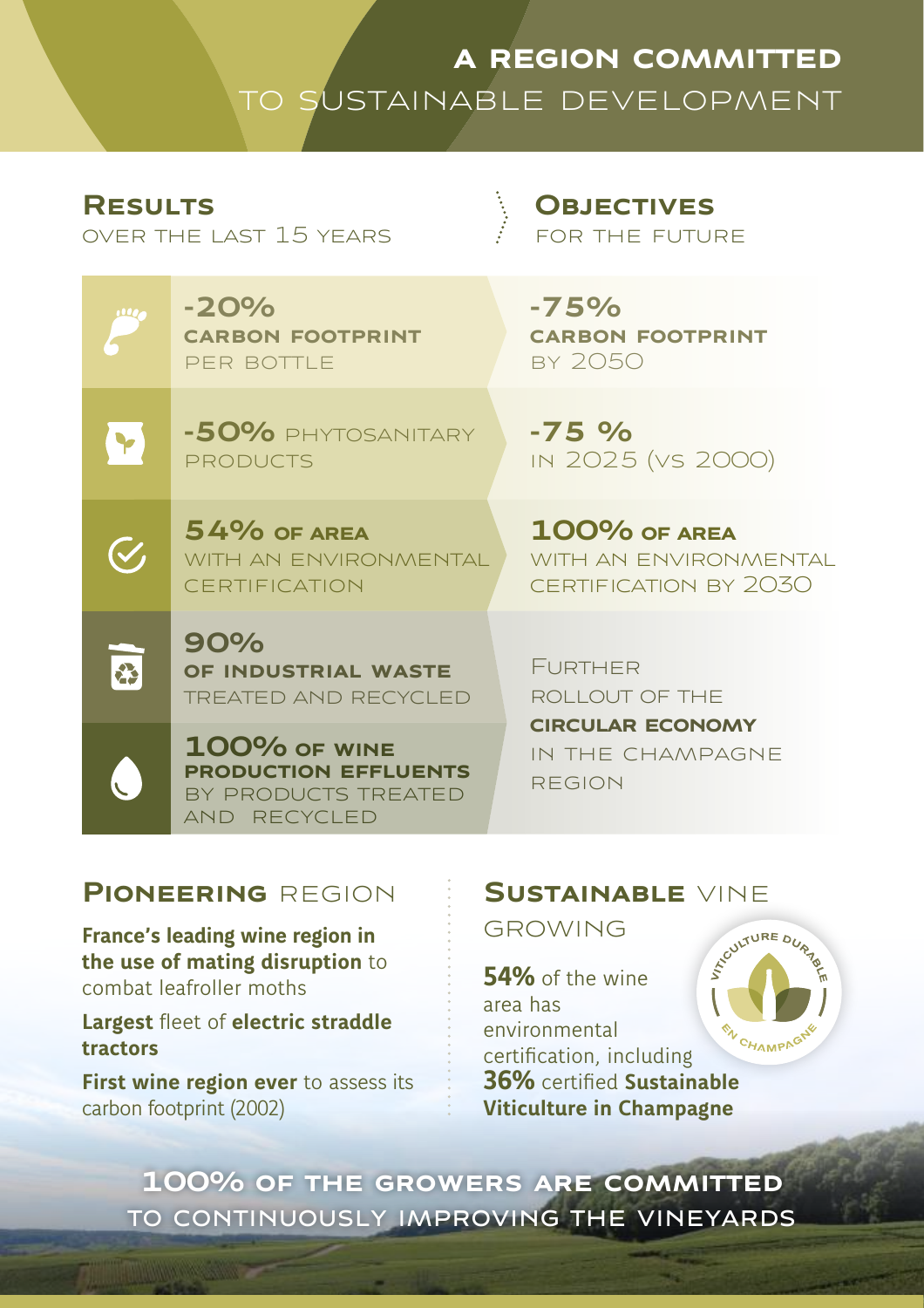# A REGION COMMITTED TO SUSTAINABLE DEVELOPMENT

| **Results** over the last 15 years | **Objectives** for the future |
| --- | --- |
| **-20% carbon footprint** per bottle | **-75% carbon footprint** by 2050 |
| **-50%** phytosanitary products | **-75 %** in 2025 (vs 2000) |
| **54% of area** with an environmental certification | **100% of area** with an environmental certification by 2030 |
| **90% of industrial waste** treated and recycled | Further rollout of the **circular economy** in the Champagne region |
| **100% of wine production effluents** by products treated and recycled | |

## Pioneering region

**France's leading wine region in the use of mating disruption** to combat leafroller moths

**Largest** fleet of **electric straddle tractors**

**First wine region ever** to assess its carbon footprint (2002)

## Sustainable vine growing

**54%** of the wine area has environmental certification, including **36%** certified **Sustainable Viticulture in Champagne**

Viticulture durable en Champagne

**100% of the growers are committed** to continuously improving the vineyards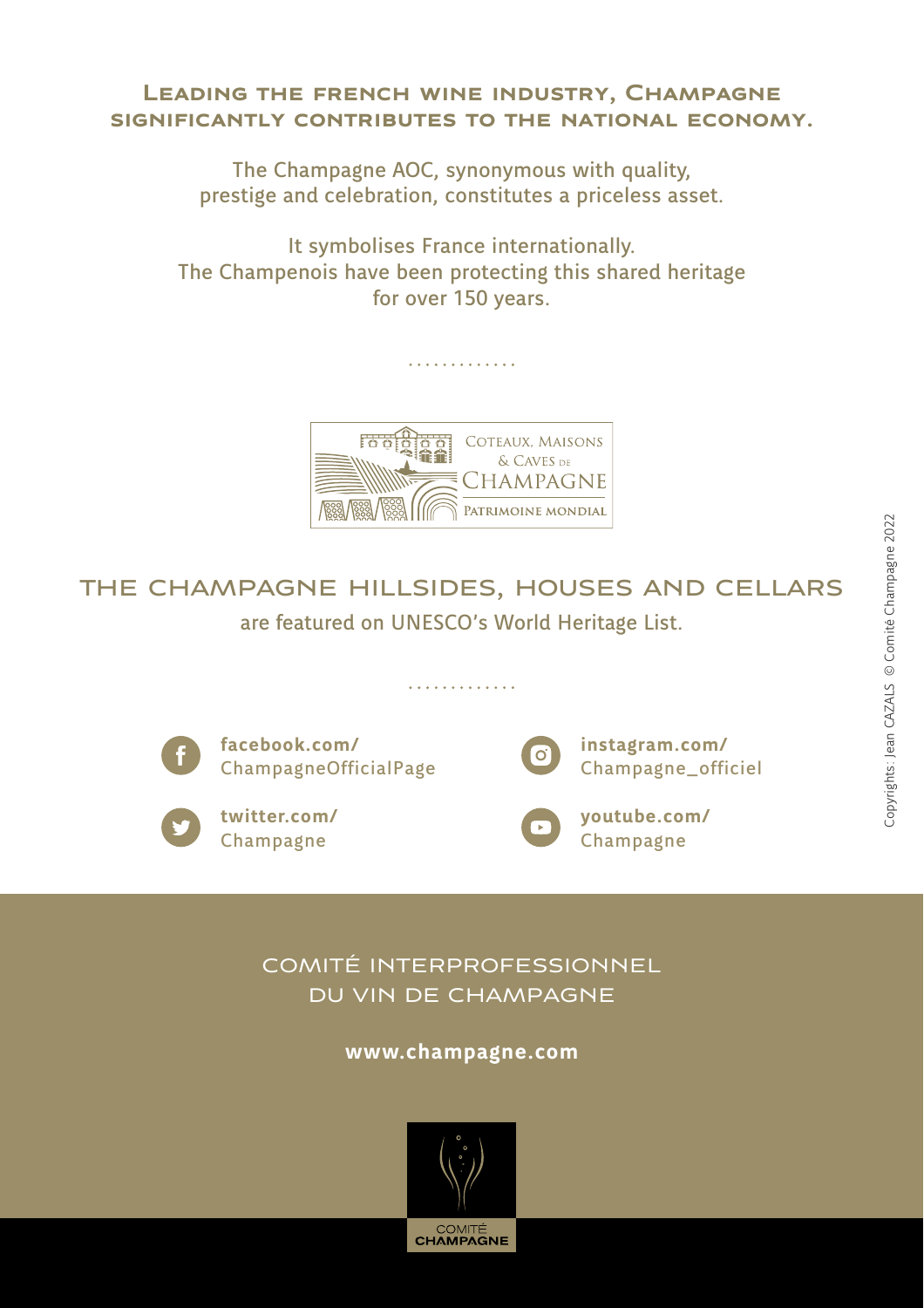## Leading the French wine industry, Champagne significantly contributes to the national economy.

The Champagne AOC, synonymous with quality, prestige and celebration, constitutes a priceless asset.

It symbolises France internationally.
The Champenois have been protecting this shared heritage for over 150 years.

COTEAUX, MAISONS & CAVES DE CHAMPAGNE
PATRIMOINE MONDIAL

## THE CHAMPAGNE HILLSIDES, HOUSES AND CELLARS

are featured on UNESCO's World Heritage List.

**facebook.com/**
ChampagneOfficialPage

**instagram.com/**
Champagne_officiel

**twitter.com/**
Champagne

**youtube.com/**
Champagne

Copyrights: Jean CAZALS © Comité Champagne 2022

COMITÉ INTERPROFESSIONNEL
DU VIN DE CHAMPAGNE

**www.champagne.com**

COMITÉ
CHAMPAGNE